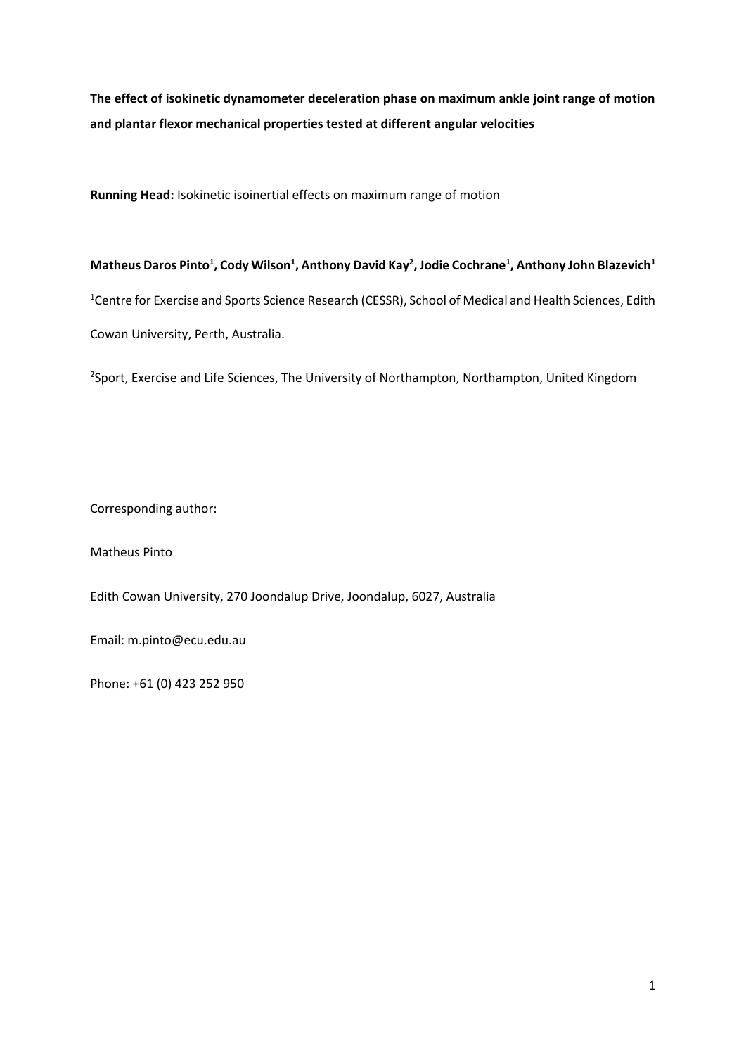**The effect of isokinetic dynamometer deceleration phase on maximum ankle joint range of motion and plantar flexor mechanical properties tested at different angular velocities**

**Running Head:** Isokinetic isoinertial effects on maximum range of motion

**Matheus Daros Pinto[1], Cody Wilson[1], Anthony David Kay[2], Jodie Cochrane[1], Anthony John Blazevich[1]**

[1]Centre for Exercise and Sports Science Research (CESSR), School of Medical and Health Sciences, Edith Cowan University, Perth, Australia.

[2]Sport, Exercise and Life Sciences, The University of Northampton, Northampton, United Kingdom

Corresponding author:

Matheus Pinto

Edith Cowan University, 270 Joondalup Drive, Joondalup, 6027, Australia

Email: m.pinto@ecu.edu.au

Phone: +61 (0) 423 252 950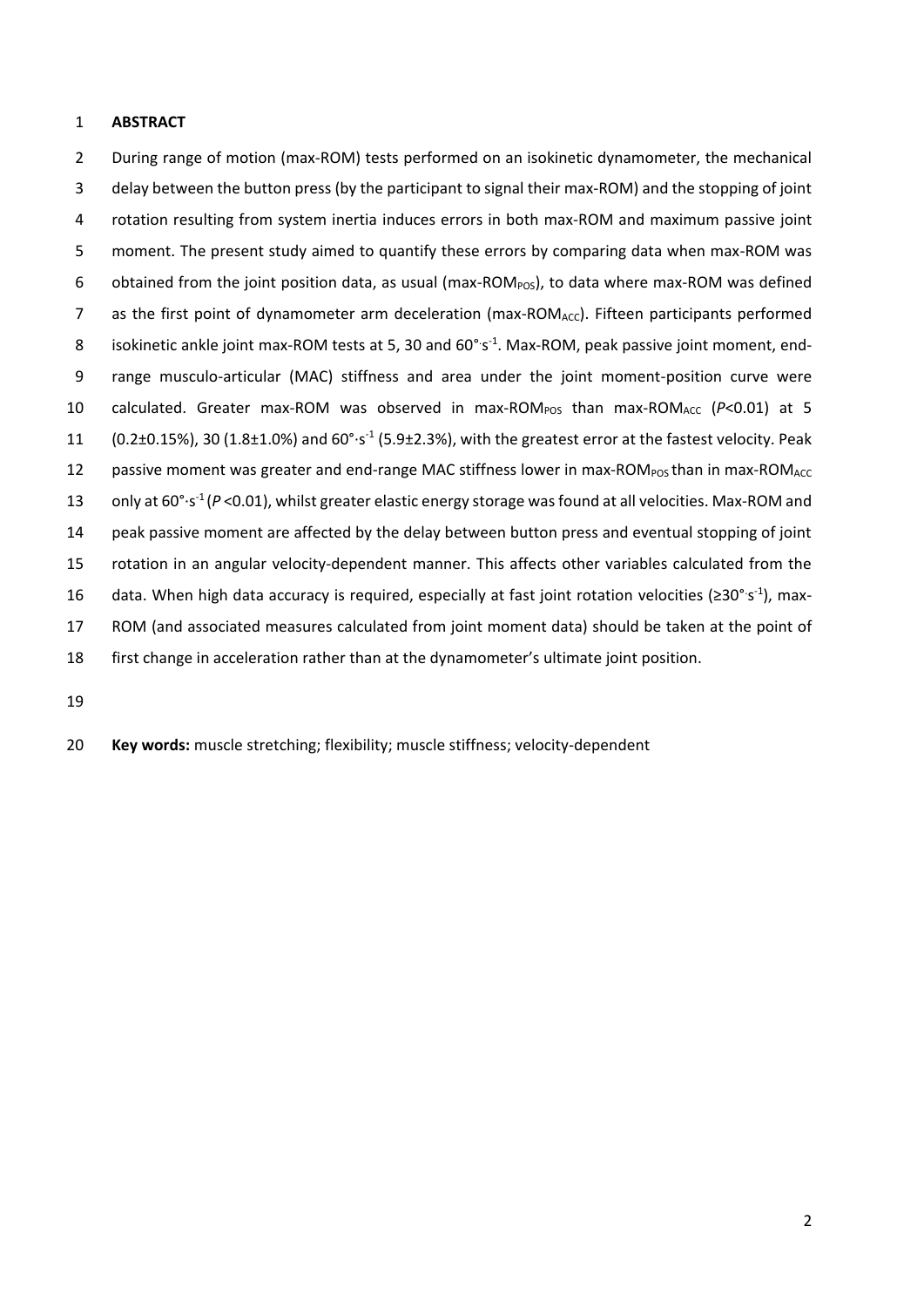## ABSTRACT

During range of motion (max-ROM) tests performed on an isokinetic dynamometer, the mechanical delay between the button press (by the participant to signal their max-ROM) and the stopping of joint rotation resulting from system inertia induces errors in both max-ROM and maximum passive joint moment. The present study aimed to quantify these errors by comparing data when max-ROM was obtained from the joint position data, as usual (max-$ROM_{POS}$), to data where max-ROM was defined as the first point of dynamometer arm deceleration (max-$ROM_{ACC}$). Fifteen participants performed isokinetic ankle joint max-ROM tests at 5, 30 and $60°{\cdot}s^{-1}$. Max-ROM, peak passive joint moment, end-range musculo-articular (MAC) stiffness and area under the joint moment-position curve were calculated. Greater max-ROM was observed in max-$ROM_{POS}$ than max-$ROM_{ACC}$ ($P$<0.01) at 5 (0.2±0.15%), 30 (1.8±1.0%) and $60°{\cdot}s^{-1}$ (5.9±2.3%), with the greatest error at the fastest velocity. Peak passive moment was greater and end-range MAC stiffness lower in max-$ROM_{POS}$ than in max-$ROM_{ACC}$ only at $60°{\cdot}s^{-1}$ ($P$ <0.01), whilst greater elastic energy storage was found at all velocities. Max-ROM and peak passive moment are affected by the delay between button press and eventual stopping of joint rotation in an angular velocity-dependent manner. This affects other variables calculated from the data. When high data accuracy is required, especially at fast joint rotation velocities (≥$30°{\cdot}s^{-1}$), max-ROM (and associated measures calculated from joint moment data) should be taken at the point of first change in acceleration rather than at the dynamometer's ultimate joint position.

**Key words:** muscle stretching; flexibility; muscle stiffness; velocity-dependent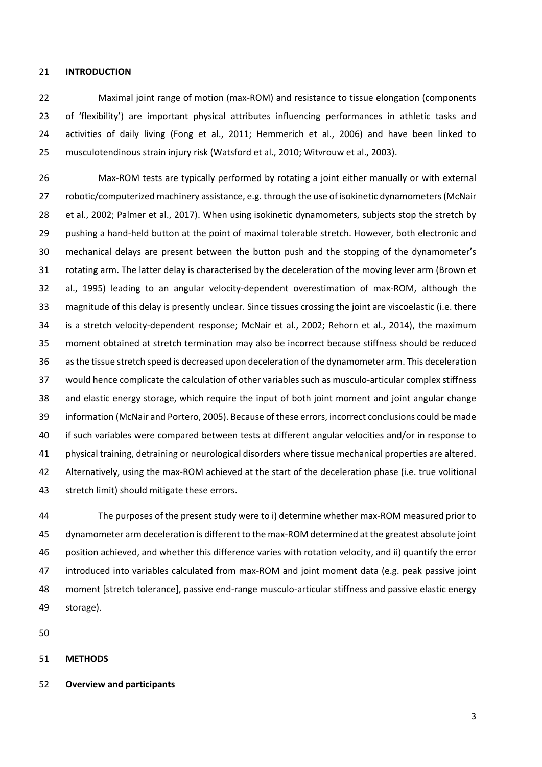## INTRODUCTION

Maximal joint range of motion (max-ROM) and resistance to tissue elongation (components of 'flexibility') are important physical attributes influencing performances in athletic tasks and activities of daily living (Fong et al., 2011; Hemmerich et al., 2006) and have been linked to musculotendinous strain injury risk (Watsford et al., 2010; Witvrouw et al., 2003).

Max-ROM tests are typically performed by rotating a joint either manually or with external robotic/computerized machinery assistance, e.g. through the use of isokinetic dynamometers (McNair et al., 2002; Palmer et al., 2017). When using isokinetic dynamometers, subjects stop the stretch by pushing a hand-held button at the point of maximal tolerable stretch. However, both electronic and mechanical delays are present between the button push and the stopping of the dynamometer's rotating arm. The latter delay is characterised by the deceleration of the moving lever arm (Brown et al., 1995) leading to an angular velocity-dependent overestimation of max-ROM, although the magnitude of this delay is presently unclear. Since tissues crossing the joint are viscoelastic (i.e. there is a stretch velocity-dependent response; McNair et al., 2002; Rehorn et al., 2014), the maximum moment obtained at stretch termination may also be incorrect because stiffness should be reduced as the tissue stretch speed is decreased upon deceleration of the dynamometer arm. This deceleration would hence complicate the calculation of other variables such as musculo-articular complex stiffness and elastic energy storage, which require the input of both joint moment and joint angular change information (McNair and Portero, 2005). Because of these errors, incorrect conclusions could be made if such variables were compared between tests at different angular velocities and/or in response to physical training, detraining or neurological disorders where tissue mechanical properties are altered. Alternatively, using the max-ROM achieved at the start of the deceleration phase (i.e. true volitional stretch limit) should mitigate these errors.

The purposes of the present study were to i) determine whether max-ROM measured prior to dynamometer arm deceleration is different to the max-ROM determined at the greatest absolute joint position achieved, and whether this difference varies with rotation velocity, and ii) quantify the error introduced into variables calculated from max-ROM and joint moment data (e.g. peak passive joint moment [stretch tolerance], passive end-range musculo-articular stiffness and passive elastic energy storage).

## METHODS

### Overview and participants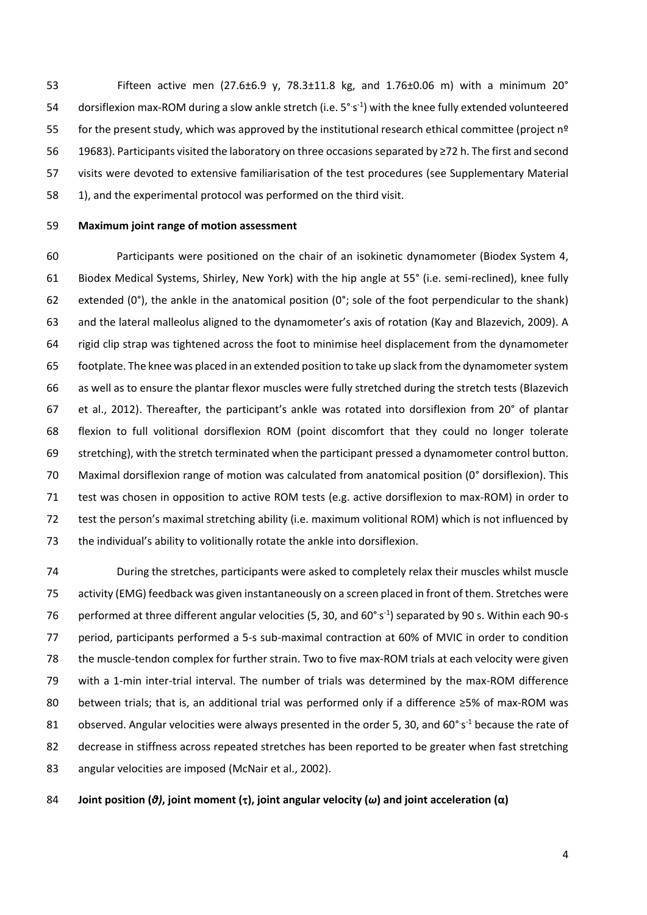Fifteen active men (27.6±6.9 y, 78.3±11.8 kg, and 1.76±0.06 m) with a minimum 20° dorsiflexion max-ROM during a slow ankle stretch (i.e. 5°·s$^{-1}$) with the knee fully extended volunteered for the present study, which was approved by the institutional research ethical committee (project nº 19683). Participants visited the laboratory on three occasions separated by ≥72 h. The first and second visits were devoted to extensive familiarisation of the test procedures (see Supplementary Material 1), and the experimental protocol was performed on the third visit.

**Maximum joint range of motion assessment**

Participants were positioned on the chair of an isokinetic dynamometer (Biodex System 4, Biodex Medical Systems, Shirley, New York) with the hip angle at 55° (i.e. semi-reclined), knee fully extended (0°), the ankle in the anatomical position (0°; sole of the foot perpendicular to the shank) and the lateral malleolus aligned to the dynamometer's axis of rotation (Kay and Blazevich, 2009). A rigid clip strap was tightened across the foot to minimise heel displacement from the dynamometer footplate. The knee was placed in an extended position to take up slack from the dynamometer system as well as to ensure the plantar flexor muscles were fully stretched during the stretch tests (Blazevich et al., 2012). Thereafter, the participant's ankle was rotated into dorsiflexion from 20° of plantar flexion to full volitional dorsiflexion ROM (point discomfort that they could no longer tolerate stretching), with the stretch terminated when the participant pressed a dynamometer control button. Maximal dorsiflexion range of motion was calculated from anatomical position (0° dorsiflexion). This test was chosen in opposition to active ROM tests (e.g. active dorsiflexion to max-ROM) in order to test the person's maximal stretching ability (i.e. maximum volitional ROM) which is not influenced by the individual's ability to volitionally rotate the ankle into dorsiflexion.

During the stretches, participants were asked to completely relax their muscles whilst muscle activity (EMG) feedback was given instantaneously on a screen placed in front of them. Stretches were performed at three different angular velocities (5, 30, and 60°·s$^{-1}$) separated by 90 s. Within each 90-s period, participants performed a 5-s sub-maximal contraction at 60% of MVIC in order to condition the muscle-tendon complex for further strain. Two to five max-ROM trials at each velocity were given with a 1-min inter-trial interval. The number of trials was determined by the max-ROM difference between trials; that is, an additional trial was performed only if a difference ≥5% of max-ROM was observed. Angular velocities were always presented in the order 5, 30, and 60°·s$^{-1}$ because the rate of decrease in stiffness across repeated stretches has been reported to be greater when fast stretching angular velocities are imposed (McNair et al., 2002).

**Joint position ($\vartheta$), joint moment ($\tau$), joint angular velocity ($\omega$) and joint acceleration ($\alpha$)**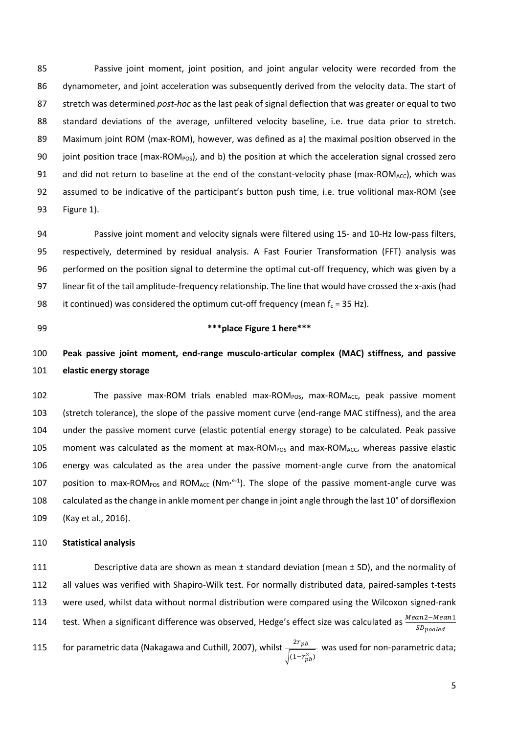Passive joint moment, joint position, and joint angular velocity were recorded from the dynamometer, and joint acceleration was subsequently derived from the velocity data. The start of stretch was determined *post-hoc* as the last peak of signal deflection that was greater or equal to two standard deviations of the average, unfiltered velocity baseline, i.e. true data prior to stretch. Maximum joint ROM (max-ROM), however, was defined as a) the maximal position observed in the joint position trace (max-$ROM_{POS}$), and b) the position at which the acceleration signal crossed zero and did not return to baseline at the end of the constant-velocity phase (max-$ROM_{ACC}$), which was assumed to be indicative of the participant's button push time, i.e. true volitional max-ROM (see Figure 1).

Passive joint moment and velocity signals were filtered using 15- and 10-Hz low-pass filters, respectively, determined by residual analysis. A Fast Fourier Transformation (FFT) analysis was performed on the position signal to determine the optimal cut-off frequency, which was given by a linear fit of the tail amplitude-frequency relationship. The line that would have crossed the x-axis (had it continued) was considered the optimum cut-off frequency (mean $f_c$ = 35 Hz).

***place Figure 1 here***

**Peak passive joint moment, end-range musculo-articular complex (MAC) stiffness, and passive elastic energy storage**

The passive max-ROM trials enabled max-$ROM_{POS}$, max-$ROM_{ACC}$, peak passive moment (stretch tolerance), the slope of the passive moment curve (end-range MAC stiffness), and the area under the passive moment curve (elastic potential energy storage) to be calculated. Peak passive moment was calculated as the moment at max-$ROM_{POS}$ and max-$ROM_{ACC}$, whereas passive elastic energy was calculated as the area under the passive moment-angle curve from the anatomical position to max-$ROM_{POS}$ and $ROM_{ACC}$ ($Nm \cdot ^{\circ -1}$). The slope of the passive moment-angle curve was calculated as the change in ankle moment per change in joint angle through the last 10° of dorsiflexion (Kay et al., 2016).

**Statistical analysis**

Descriptive data are shown as mean ± standard deviation (mean ± SD), and the normality of all values was verified with Shapiro-Wilk test. For normally distributed data, paired-samples t-tests were used, whilst data without normal distribution were compared using the Wilcoxon signed-rank test. When a significant difference was observed, Hedge's effect size was calculated as $\frac{Mean2-Mean1}{SD_{pooled}}$ for parametric data (Nakagawa and Cuthill, 2007), whilst $\frac{2r_{pb}}{\sqrt{(1-r_{pb}^2)}}$ was used for non-parametric data;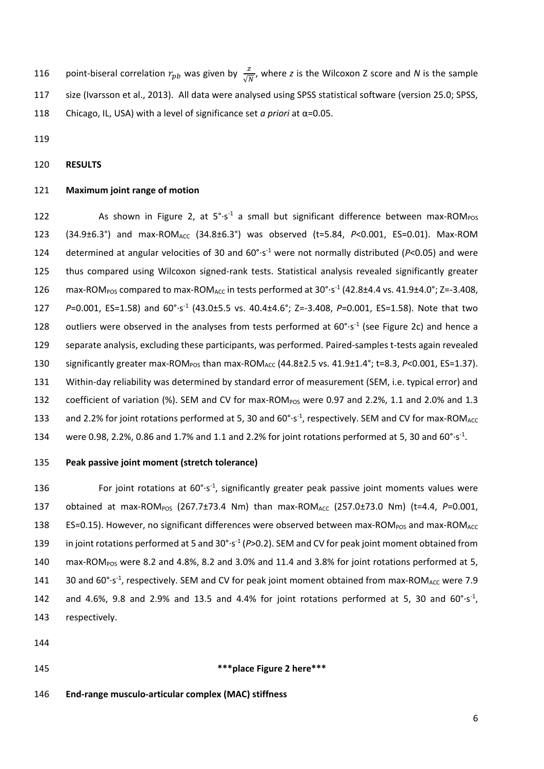point-biseral correlation $r_{pb}$ was given by $\frac{z}{\sqrt{N}}$, where *z* is the Wilcoxon Z score and *N* is the sample size (Ivarsson et al., 2013). All data were analysed using SPSS statistical software (version 25.0; SPSS, Chicago, IL, USA) with a level of significance set *a priori* at $\alpha$=0.05.

## RESULTS

### Maximum joint range of motion

As shown in Figure 2, at $5°\cdot s^{-1}$ a small but significant difference between max-$ROM_{POS}$ (34.9±6.3°) and max-$ROM_{ACC}$ (34.8±6.3°) was observed (t=5.84, *P*<0.001, ES=0.01). Max-ROM determined at angular velocities of 30 and $60°\cdot s^{-1}$ were not normally distributed (*P*<0.05) and were thus compared using Wilcoxon signed-rank tests. Statistical analysis revealed significantly greater max-$ROM_{POS}$ compared to max-$ROM_{ACC}$ in tests performed at $30°\cdot s^{-1}$ (42.8±4.4 vs. 41.9±4.0°; Z=-3.408, *P*=0.001, ES=1.58) and $60°\cdot s^{-1}$ (43.0±5.5 vs. 40.4±4.6°; Z=-3.408, *P*=0.001, ES=1.58). Note that two outliers were observed in the analyses from tests performed at $60°\cdot s^{-1}$ (see Figure 2c) and hence a separate analysis, excluding these participants, was performed. Paired-samples t-tests again revealed significantly greater max-$ROM_{POS}$ than max-$ROM_{ACC}$ (44.8±2.5 vs. 41.9±1.4°; t=8.3, *P*<0.001, ES=1.37). Within-day reliability was determined by standard error of measurement (SEM, i.e. typical error) and coefficient of variation (%). SEM and CV for max-$ROM_{POS}$ were 0.97 and 2.2%, 1.1 and 2.0% and 1.3 and 2.2% for joint rotations performed at 5, 30 and $60°\cdot s^{-1}$, respectively. SEM and CV for max-$ROM_{ACC}$ were 0.98, 2.2%, 0.86 and 1.7% and 1.1 and 2.2% for joint rotations performed at 5, 30 and $60°\cdot s^{-1}$.

### Peak passive joint moment (stretch tolerance)

For joint rotations at $60°\cdot s^{-1}$, significantly greater peak passive joint moments values were obtained at max-$ROM_{POS}$ (267.7±73.4 Nm) than max-$ROM_{ACC}$ (257.0±73.0 Nm) (t=4.4, *P*=0.001, ES=0.15). However, no significant differences were observed between max-$ROM_{POS}$ and max-$ROM_{ACC}$ in joint rotations performed at 5 and $30°\cdot s^{-1}$ (*P*>0.2). SEM and CV for peak joint moment obtained from max-$ROM_{POS}$ were 8.2 and 4.8%, 8.2 and 3.0% and 11.4 and 3.8% for joint rotations performed at 5, 30 and $60°\cdot s^{-1}$, respectively. SEM and CV for peak joint moment obtained from max-$ROM_{ACC}$ were 7.9 and 4.6%, 9.8 and 2.9% and 13.5 and 4.4% for joint rotations performed at 5, 30 and $60°\cdot s^{-1}$, respectively.

**\*\*\*place Figure 2 here\*\*\***

### End-range musculo-articular complex (MAC) stiffness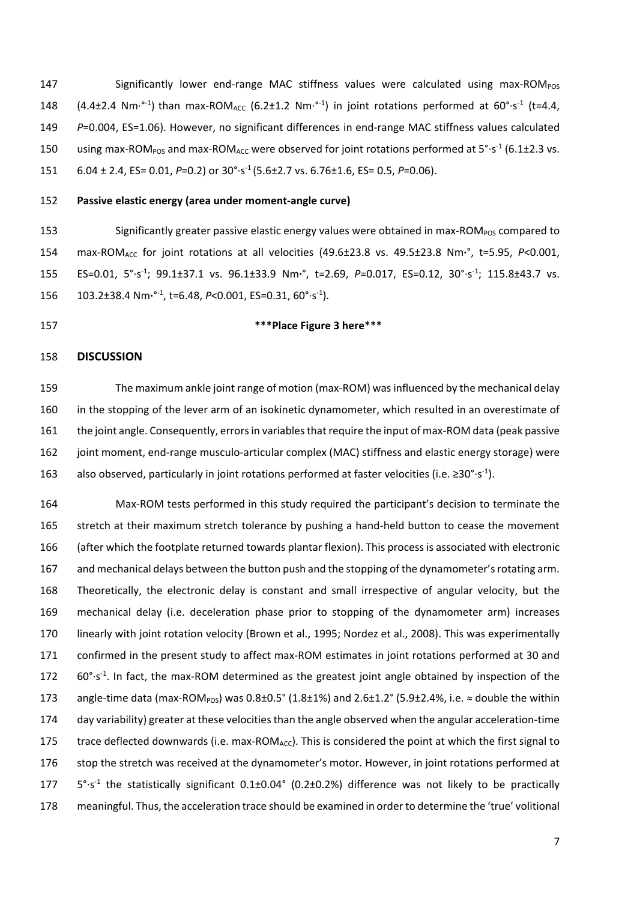Significantly lower end-range MAC stiffness values were calculated using max-ROM$_{POS}$ (4.4±2.4 Nm·°$^{-1}$) than max-ROM$_{ACC}$ (6.2±1.2 Nm·°$^{-1}$) in joint rotations performed at 60°·s$^{-1}$ (t=4.4, *P*=0.004, ES=1.06). However, no significant differences in end-range MAC stiffness values calculated using max-ROM$_{POS}$ and max-ROM$_{ACC}$ were observed for joint rotations performed at 5°·s$^{-1}$ (6.1±2.3 vs. 6.04 ± 2.4, ES= 0.01, *P*=0.2) or 30°·s$^{-1}$ (5.6±2.7 vs. 6.76±1.6, ES= 0.5, *P*=0.06).

**Passive elastic energy (area under moment-angle curve)**

Significantly greater passive elastic energy values were obtained in max-ROM$_{POS}$ compared to max-ROM$_{ACC}$ for joint rotations at all velocities (49.6±23.8 vs. 49.5±23.8 Nm·°, t=5.95, *P*<0.001, ES=0.01, 5°·s$^{-1}$; 99.1±37.1 vs. 96.1±33.9 Nm·°, t=2.69, *P*=0.017, ES=0.12, 30°·s$^{-1}$; 115.8±43.7 vs. 103.2±38.4 Nm·°$^{-1}$, t=6.48, *P*<0.001, ES=0.31, 60°·s$^{-1}$).

**\*\*\*Place Figure 3 here\*\*\***

## DISCUSSION

The maximum ankle joint range of motion (max-ROM) was influenced by the mechanical delay in the stopping of the lever arm of an isokinetic dynamometer, which resulted in an overestimate of the joint angle. Consequently, errors in variables that require the input of max-ROM data (peak passive joint moment, end-range musculo-articular complex (MAC) stiffness and elastic energy storage) were also observed, particularly in joint rotations performed at faster velocities (i.e. ≥30°·s$^{-1}$).

Max-ROM tests performed in this study required the participant's decision to terminate the stretch at their maximum stretch tolerance by pushing a hand-held button to cease the movement (after which the footplate returned towards plantar flexion). This process is associated with electronic and mechanical delays between the button push and the stopping of the dynamometer's rotating arm. Theoretically, the electronic delay is constant and small irrespective of angular velocity, but the mechanical delay (i.e. deceleration phase prior to stopping of the dynamometer arm) increases linearly with joint rotation velocity (Brown et al., 1995; Nordez et al., 2008). This was experimentally confirmed in the present study to affect max-ROM estimates in joint rotations performed at 30 and 60°·s$^{-1}$. In fact, the max-ROM determined as the greatest joint angle obtained by inspection of the angle-time data (max-ROM$_{POS}$) was 0.8±0.5° (1.8±1%) and 2.6±1.2° (5.9±2.4%, i.e. ≈ double the within day variability) greater at these velocities than the angle observed when the angular acceleration-time trace deflected downwards (i.e. max-ROM$_{ACC}$). This is considered the point at which the first signal to stop the stretch was received at the dynamometer's motor. However, in joint rotations performed at 5°·s$^{-1}$ the statistically significant 0.1±0.04° (0.2±0.2%) difference was not likely to be practically meaningful. Thus, the acceleration trace should be examined in order to determine the 'true' volitional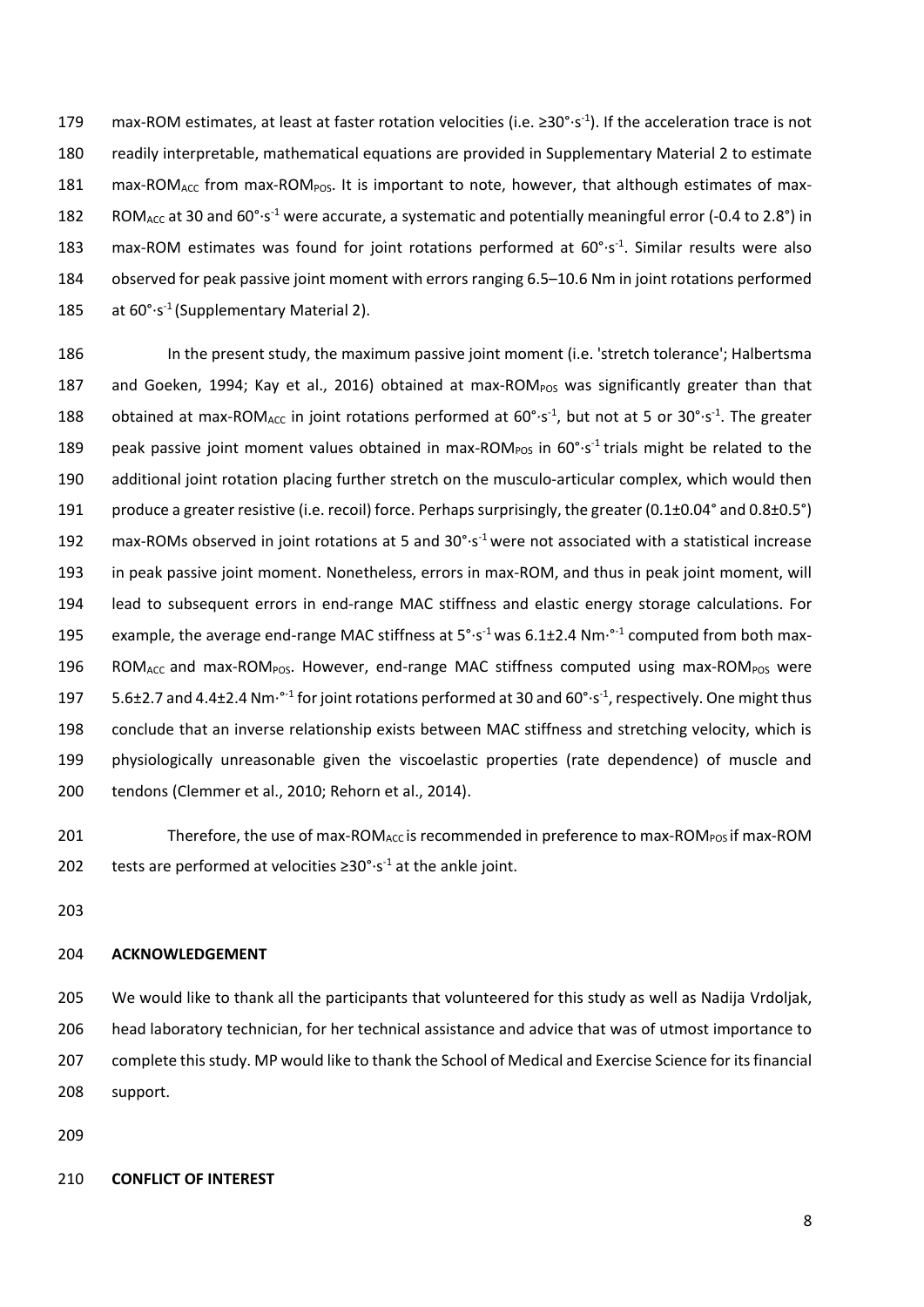max-ROM estimates, at least at faster rotation velocities (i.e. ≥30°·s$^{-1}$). If the acceleration trace is not readily interpretable, mathematical equations are provided in Supplementary Material 2 to estimate max-ROM$_{ACC}$ from max-ROM$_{POS}$. It is important to note, however, that although estimates of max-ROM$_{ACC}$ at 30 and 60°·s$^{-1}$ were accurate, a systematic and potentially meaningful error (-0.4 to 2.8°) in max-ROM estimates was found for joint rotations performed at 60°·s$^{-1}$. Similar results were also observed for peak passive joint moment with errors ranging 6.5–10.6 Nm in joint rotations performed at 60°·s$^{-1}$ (Supplementary Material 2).

In the present study, the maximum passive joint moment (i.e. 'stretch tolerance'; Halbertsma and Goeken, 1994; Kay et al., 2016) obtained at max-ROM$_{POS}$ was significantly greater than that obtained at max-ROM$_{ACC}$ in joint rotations performed at 60°·s$^{-1}$, but not at 5 or 30°·s$^{-1}$. The greater peak passive joint moment values obtained in max-ROM$_{POS}$ in 60°·s$^{-1}$ trials might be related to the additional joint rotation placing further stretch on the musculo-articular complex, which would then produce a greater resistive (i.e. recoil) force. Perhaps surprisingly, the greater (0.1±0.04° and 0.8±0.5°) max-ROMs observed in joint rotations at 5 and 30°·s$^{-1}$ were not associated with a statistical increase in peak passive joint moment. Nonetheless, errors in max-ROM, and thus in peak joint moment, will lead to subsequent errors in end-range MAC stiffness and elastic energy storage calculations. For example, the average end-range MAC stiffness at 5°·s$^{-1}$ was 6.1±2.4 Nm·°$^{-1}$ computed from both max-ROM$_{ACC}$ and max-ROM$_{POS}$. However, end-range MAC stiffness computed using max-ROM$_{POS}$ were 5.6±2.7 and 4.4±2.4 Nm·°$^{-1}$ for joint rotations performed at 30 and 60°·s$^{-1}$, respectively. One might thus conclude that an inverse relationship exists between MAC stiffness and stretching velocity, which is physiologically unreasonable given the viscoelastic properties (rate dependence) of muscle and tendons (Clemmer et al., 2010; Rehorn et al., 2014).

Therefore, the use of max-ROM$_{ACC}$ is recommended in preference to max-ROM$_{POS}$ if max-ROM tests are performed at velocities ≥30°·s$^{-1}$ at the ankle joint.

**ACKNOWLEDGEMENT**

We would like to thank all the participants that volunteered for this study as well as Nadija Vrdoljak, head laboratory technician, for her technical assistance and advice that was of utmost importance to complete this study. MP would like to thank the School of Medical and Exercise Science for its financial support.

**CONFLICT OF INTEREST**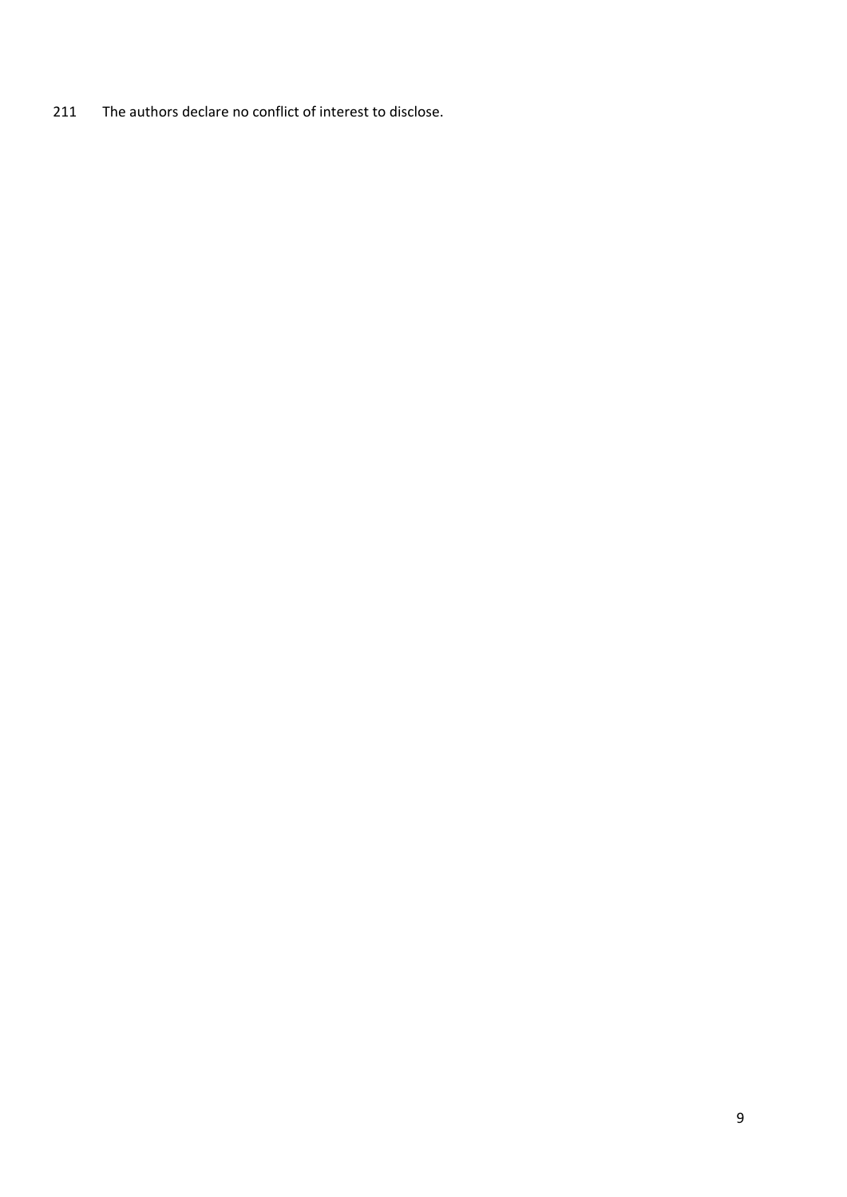The authors declare no conflict of interest to disclose.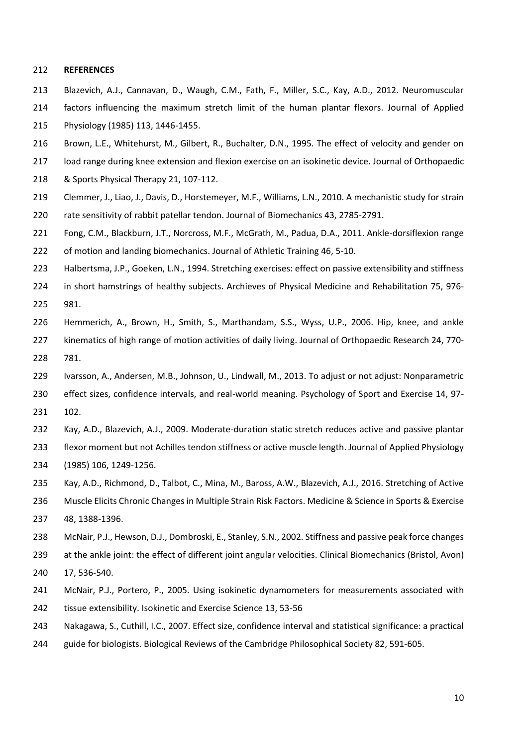## REFERENCES

Blazevich, A.J., Cannavan, D., Waugh, C.M., Fath, F., Miller, S.C., Kay, A.D., 2012. Neuromuscular factors influencing the maximum stretch limit of the human plantar flexors. Journal of Applied Physiology (1985) 113, 1446-1455.

Brown, L.E., Whitehurst, M., Gilbert, R., Buchalter, D.N., 1995. The effect of velocity and gender on load range during knee extension and flexion exercise on an isokinetic device. Journal of Orthopaedic & Sports Physical Therapy 21, 107-112.

Clemmer, J., Liao, J., Davis, D., Horstemeyer, M.F., Williams, L.N., 2010. A mechanistic study for strain rate sensitivity of rabbit patellar tendon. Journal of Biomechanics 43, 2785-2791.

Fong, C.M., Blackburn, J.T., Norcross, M.F., McGrath, M., Padua, D.A., 2011. Ankle-dorsiflexion range of motion and landing biomechanics. Journal of Athletic Training 46, 5-10.

Halbertsma, J.P., Goeken, L.N., 1994. Stretching exercises: effect on passive extensibility and stiffness in short hamstrings of healthy subjects. Archieves of Physical Medicine and Rehabilitation 75, 976-981.

Hemmerich, A., Brown, H., Smith, S., Marthandam, S.S., Wyss, U.P., 2006. Hip, knee, and ankle kinematics of high range of motion activities of daily living. Journal of Orthopaedic Research 24, 770-781.

Ivarsson, A., Andersen, M.B., Johnson, U., Lindwall, M., 2013. To adjust or not adjust: Nonparametric effect sizes, confidence intervals, and real-world meaning. Psychology of Sport and Exercise 14, 97-102.

Kay, A.D., Blazevich, A.J., 2009. Moderate-duration static stretch reduces active and passive plantar flexor moment but not Achilles tendon stiffness or active muscle length. Journal of Applied Physiology (1985) 106, 1249-1256.

Kay, A.D., Richmond, D., Talbot, C., Mina, M., Baross, A.W., Blazevich, A.J., 2016. Stretching of Active Muscle Elicits Chronic Changes in Multiple Strain Risk Factors. Medicine & Science in Sports & Exercise 48, 1388-1396.

McNair, P.J., Hewson, D.J., Dombroski, E., Stanley, S.N., 2002. Stiffness and passive peak force changes at the ankle joint: the effect of different joint angular velocities. Clinical Biomechanics (Bristol, Avon) 17, 536-540.

McNair, P.J., Portero, P., 2005. Using isokinetic dynamometers for measurements associated with tissue extensibility. Isokinetic and Exercise Science 13, 53-56

Nakagawa, S., Cuthill, I.C., 2007. Effect size, confidence interval and statistical significance: a practical guide for biologists. Biological Reviews of the Cambridge Philosophical Society 82, 591-605.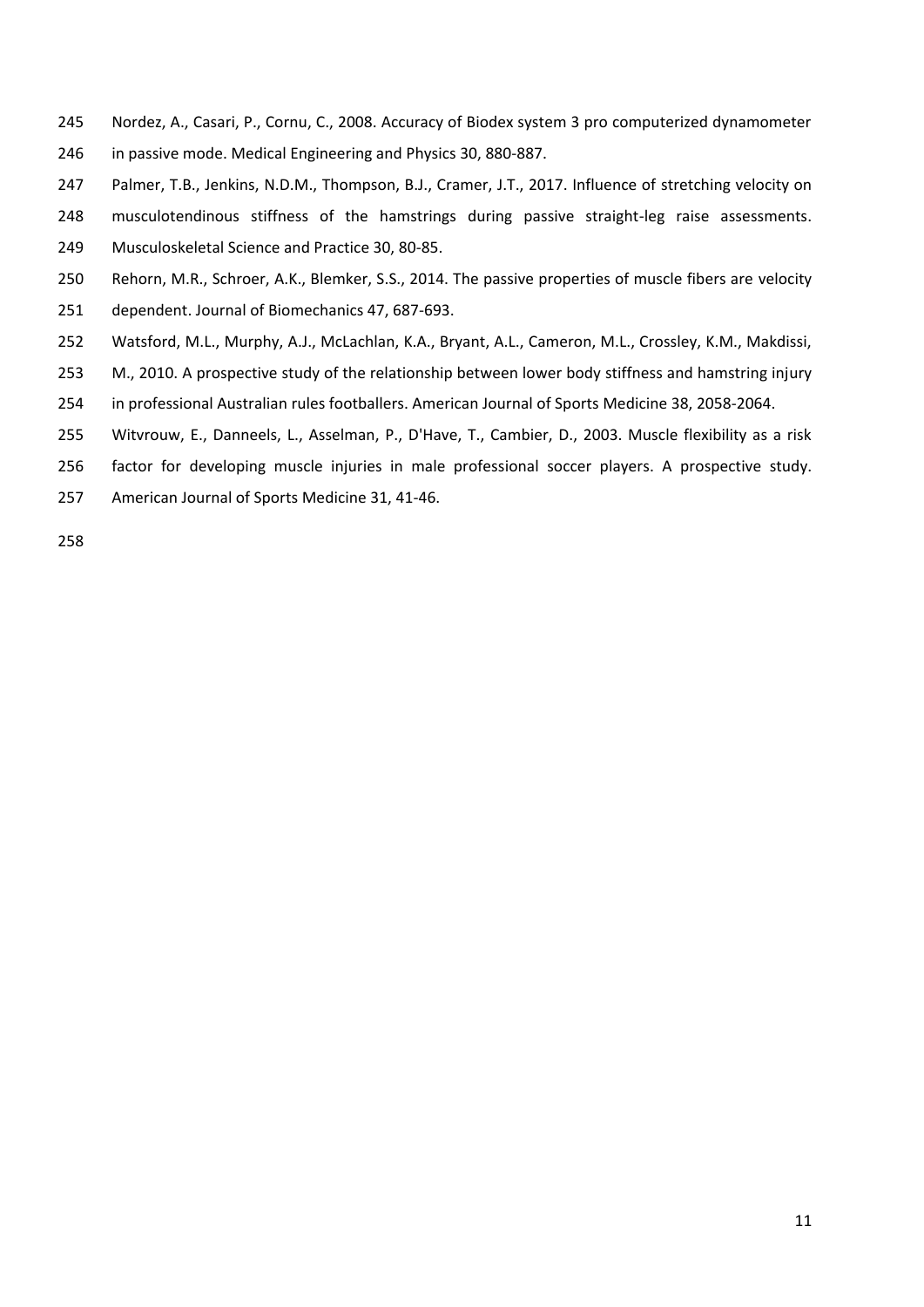Nordez, A., Casari, P., Cornu, C., 2008. Accuracy of Biodex system 3 pro computerized dynamometer in passive mode. Medical Engineering and Physics 30, 880-887.

Palmer, T.B., Jenkins, N.D.M., Thompson, B.J., Cramer, J.T., 2017. Influence of stretching velocity on musculotendinous stiffness of the hamstrings during passive straight-leg raise assessments. Musculoskeletal Science and Practice 30, 80-85.

Rehorn, M.R., Schroer, A.K., Blemker, S.S., 2014. The passive properties of muscle fibers are velocity dependent. Journal of Biomechanics 47, 687-693.

Watsford, M.L., Murphy, A.J., McLachlan, K.A., Bryant, A.L., Cameron, M.L., Crossley, K.M., Makdissi, M., 2010. A prospective study of the relationship between lower body stiffness and hamstring injury in professional Australian rules footballers. American Journal of Sports Medicine 38, 2058-2064.

Witvrouw, E., Danneels, L., Asselman, P., D'Have, T., Cambier, D., 2003. Muscle flexibility as a risk factor for developing muscle injuries in male professional soccer players. A prospective study. American Journal of Sports Medicine 31, 41-46.